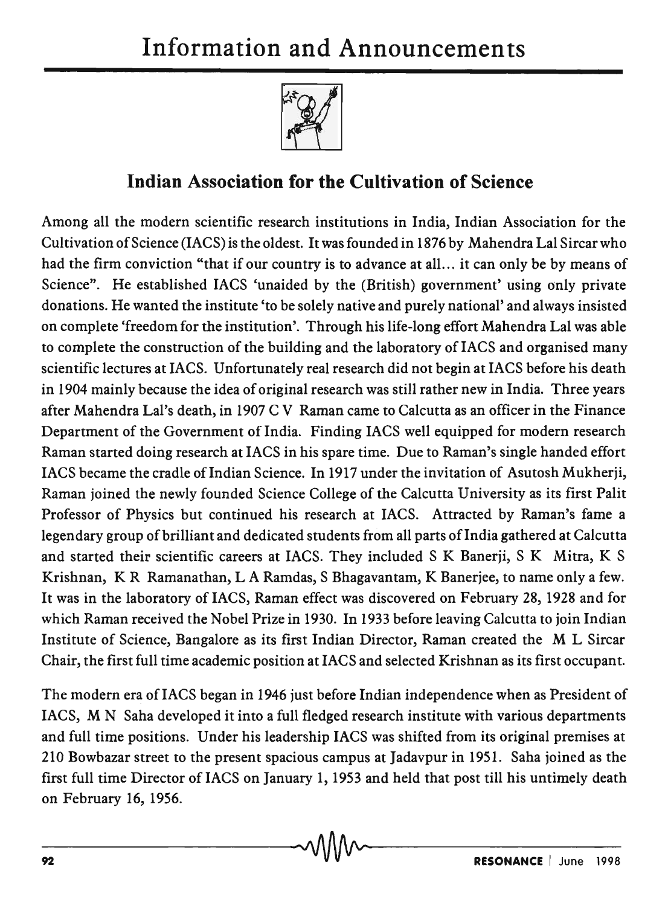# Information and Announcements

## Indian Association for the Cultivation of Science

Among all the modern scientific research institutions in India, Indian Association for the Cultivation of Science (IACS) is the oldest. It was founded in 1876 by Mahendra Lal Sircar who had the firm conviction "that if our country is to advance at all... it can only be by means of Science". He established IACS 'unaided by the (British) government' using only private donations. He wanted the institute 'to be solely native and purely national' and always insisted on complete 'freedom for the institution'. Through his life-long effort Mahendra Lal was able to complete the construction of the building and the laboratory of IACS and organised many scientific lectures at IACS. Unfortunately real research did not begin at IACS before his death in 1904 mainly because the idea of original research was still rather new in India. Three years after Mahendra Lal's death, in 1907 C V Raman came to Calcutta as an officer in the Finance Department of the Government of India. Finding IACS well equipped for modern research Raman started doing research at IACS in his spare time. Due to Raman's single handed effort IACS became the cradle of Indian Science. In 1917 under the invitation of Asutosh Mukherji, Raman joined the newly founded Science College of the Calcutta University as its first Palit Professor of Physics but continued his research at IACS. Attracted by Raman's fame a legendary group of brilliant and dedicated students from all parts of India gathered at Calcutta and started their scientific careers at IACS. They included S K Banerji, S K Mitra, K S Krishnan, K R Ramanathan, L A Ramdas, S Bhagavantam, K Banerjee, to name only a few. It was in the laboratory of IACS, Raman effect was discovered on February 28, 1928 and for which Raman received the Nobel Prize in 1930. In 1933 before leaving Calcutta to join Indian Institute of Science, Bangalore as its first Indian Director, Raman created the M L Sircar Chair, the first full time academic position at IACS and selected Krishnan as its first occupant.

The modern era of IACS began in 1946 just before Indian independence when as President of IACS, M N Saha developed it into a full fledged research institute with various departments and full time positions. Under his leadership IACS was shifted from its original premises at 210 Bowbazar street to the present spacious campus at Jadavpur in 1951. Saha joined as the first full time Director of IACS on January 1, 1953 and held that post till his untimely death on February 16, 1956.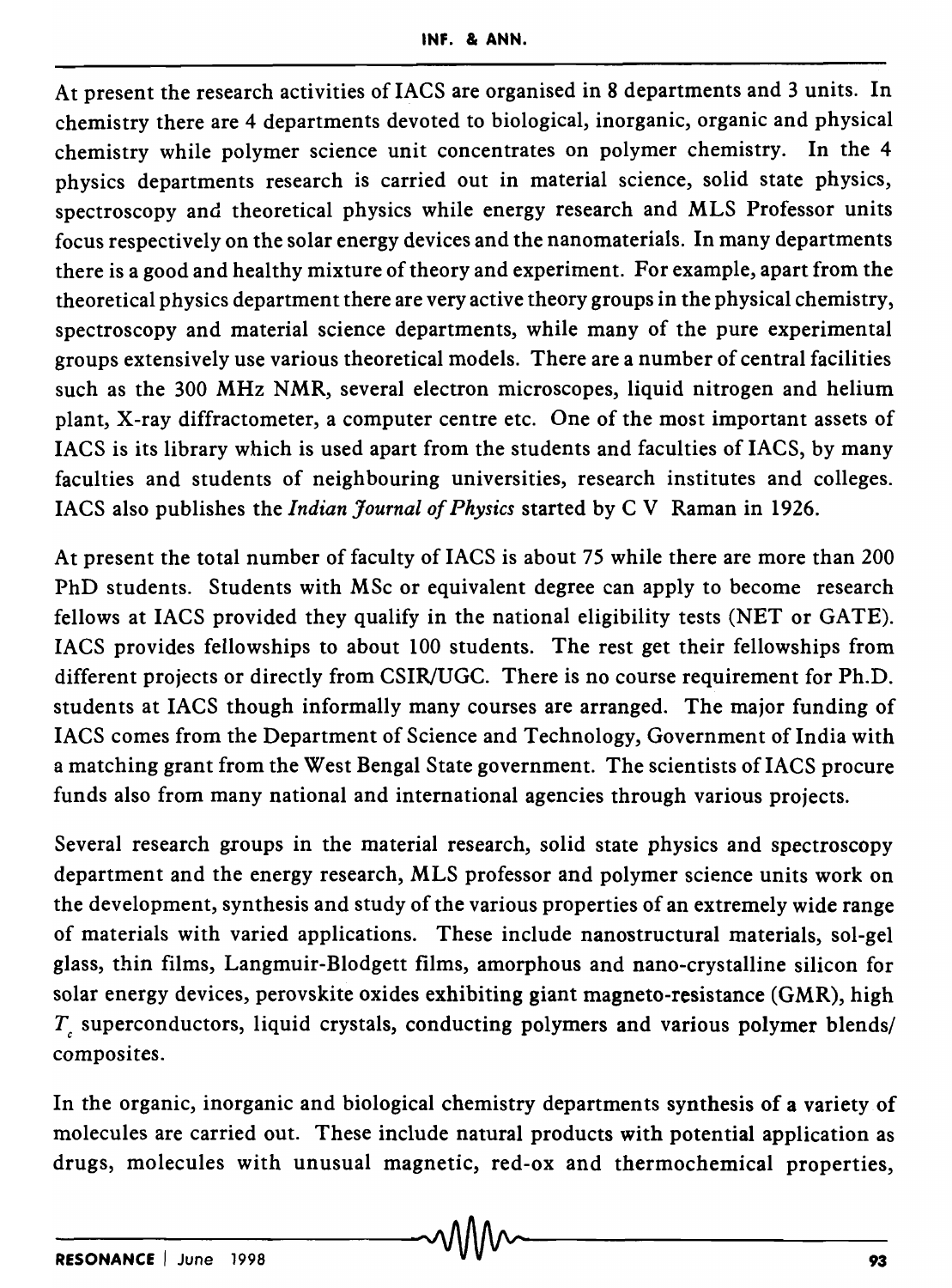At present the research activities of IACS are organised in 8 departments and 3 units. In chemistry there are 4 departments devoted to biological, inorganic, organic and physical chemistry while polymer science unit concentrates on polymer chemistry. In the 4 physics departments research is carried out in material science, solid state physics, spectroscopy and theoretical physics while energy research and MLS Professor units focus respectively on the solar energy devices and the nanomaterials. In many departments there is a good and healthy mixture of theory and experiment. For example, apart from the theoretical physics department there are very active theory groups in the physical chemistry, spectroscopy and material science departments, while many of the pure experimental groups extensively use various theoretical models. There are a number of central facilities such as the 300 MHz NMR, several electron microscopes, liquid nitrogen and helium plant, X-ray diffractometer, a computer centre etc. One of the most important assets of IACS is its library which is used apart from the students and faculties of IACS, by many faculties and students of neighbouring universities, research institutes and colleges. IACS also publishes the *Indian Journal of Physics* started by C V Raman in 1926.

At present the total number of faculty of IACS is about 75 while there are more than 200 PhD students. Students with MSc or equivalent degree can apply to become research fellows at IACS provided they qualify in the national eligibility tests (NET or GATE). IACS provides fellowships to about 100 students. The rest get their fellowships from different projects or directly from CSIR/UGC. There is no course requirement for Ph.D. students at IACS though informally many courses are arranged. The major funding of IACS comes from the Department of Science and Technology, Government of India with a matching grant from the West Bengal State government. The scientists of IACS procure funds also from many national and international agencies through various projects.

Several research groups in the material research, solid state physics and spectroscopy department and the energy research, MLS professor and polymer science units work on the development, synthesis and study of the various properties of an extremely wide range of materials with varied applications. These include nanostructural materials, sol-gel glass, thin films, Langmuir-Blodgett films, amorphous and nano-crystalline silicon for solar energy devices, perovskite oxides exhibiting giant magneto-resistance (GMR), high $T_c$ superconductors, liquid crystals, conducting polymers and various polymer blends/ composites.

In the organic, inorganic and biological chemistry departments synthesis of a variety of molecules are carried out. These include natural products with potential application as drugs, molecules with unusual magnetic, red-ox and thermochemical properties,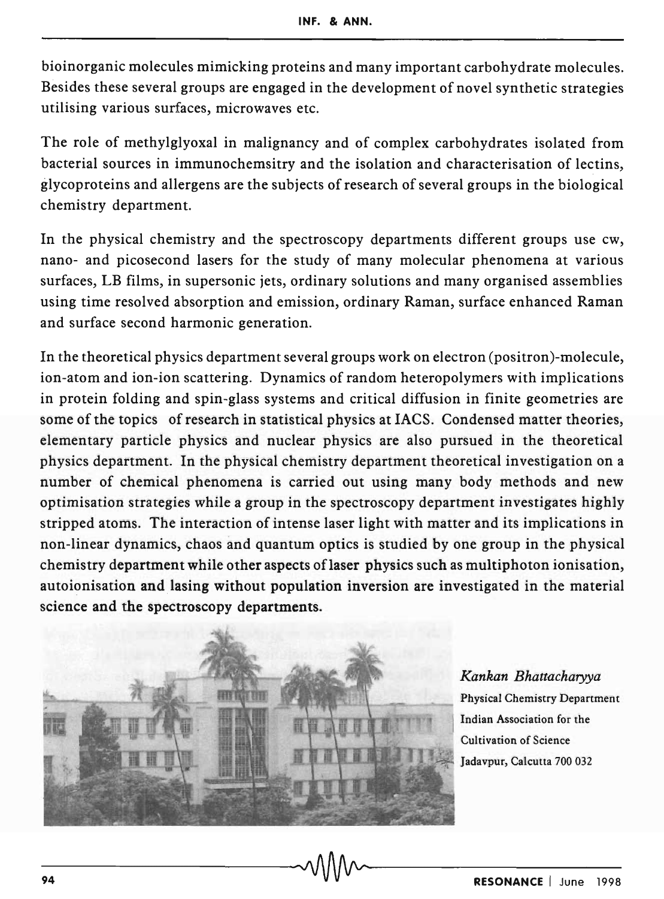bioinorganic molecules mimicking proteins and many important carbohydrate molecules. Besides these several groups are engaged in the development of novel synthetic strategies utilising various surfaces, microwaves etc.

The role of methylglyoxal in malignancy and of complex carbohydrates isolated from bacterial sources in immunochemsitry and the isolation and characterisation of lectins, glycoproteins and allergens are the subjects of research of several groups in the biological chemistry department.

In the physical chemistry and the spectroscopy departments different groups use cw, nano- and picosecond lasers for the study of many molecular phenomena at various surfaces, LB films, in supersonic jets, ordinary solutions and many organised assemblies using time resolved absorption and emission, ordinary Raman, surface enhanced Raman and surface second harmonic generation.

In the theoretical physics department several groups work on electron (positron)-molecule, ion-atom and ion-ion scattering. Dynamics of random heteropolymers with implications in protein folding and spin-glass systems and critical diffusion in finite geometries are some of the topics of research in statistical physics at IACS. Condensed matter theories, elementary particle physics and nuclear physics are also pursued in the theoretical physics department. In the physical chemistry department theoretical investigation on a number of chemical phenomena is carried out using many body methods and new optimisation strategies while a group in the spectroscopy department investigates highly stripped atoms. The interaction of intense laser light with matter and its implications in non-linear dynamics, chaos and quantum optics is studied by one group in the physical chemistry department while other aspects of laser physics such as multiphoton ionisation, autoionisation and lasing without population inversion are investigated in the material science and the spectroscopy departments.

*Kankan Bhattacharyya*
Physical Chemistry Department
Indian Association for the
Cultivation of Science
Jadavpur, Calcutta 700 032